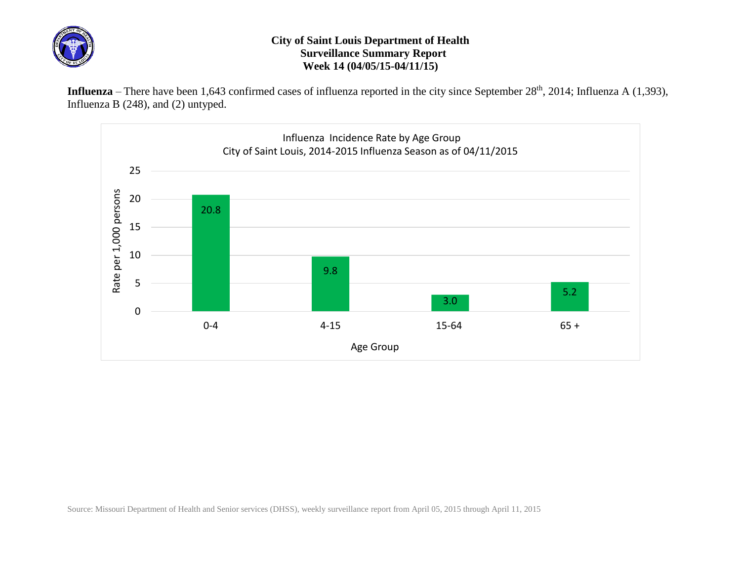# City of Saint Louis Department of Health
## Surveillance Summary Report
### Week 14 (04/05/15-04/11/15)

**Influenza** – There have been 1,643 confirmed cases of influenza reported in the city since September 28th, 2014; Influenza A (1,393), Influenza B (248), and (2) untyped.

Influenza Incidence Rate by Age Group
City of Saint Louis, 2014-2015 Influenza Season as of 04/11/2015

| Age Group | Rate per 1,000 persons |
| --- | --- |
| 0-4 | 20.8 |
| 4-15 | 9.8 |
| 15-64 | 3.0 |
| 65 + | 5.2 |

Source: Missouri Department of Health and Senior services (DHSS), weekly surveillance report from April 05, 2015 through April 11, 2015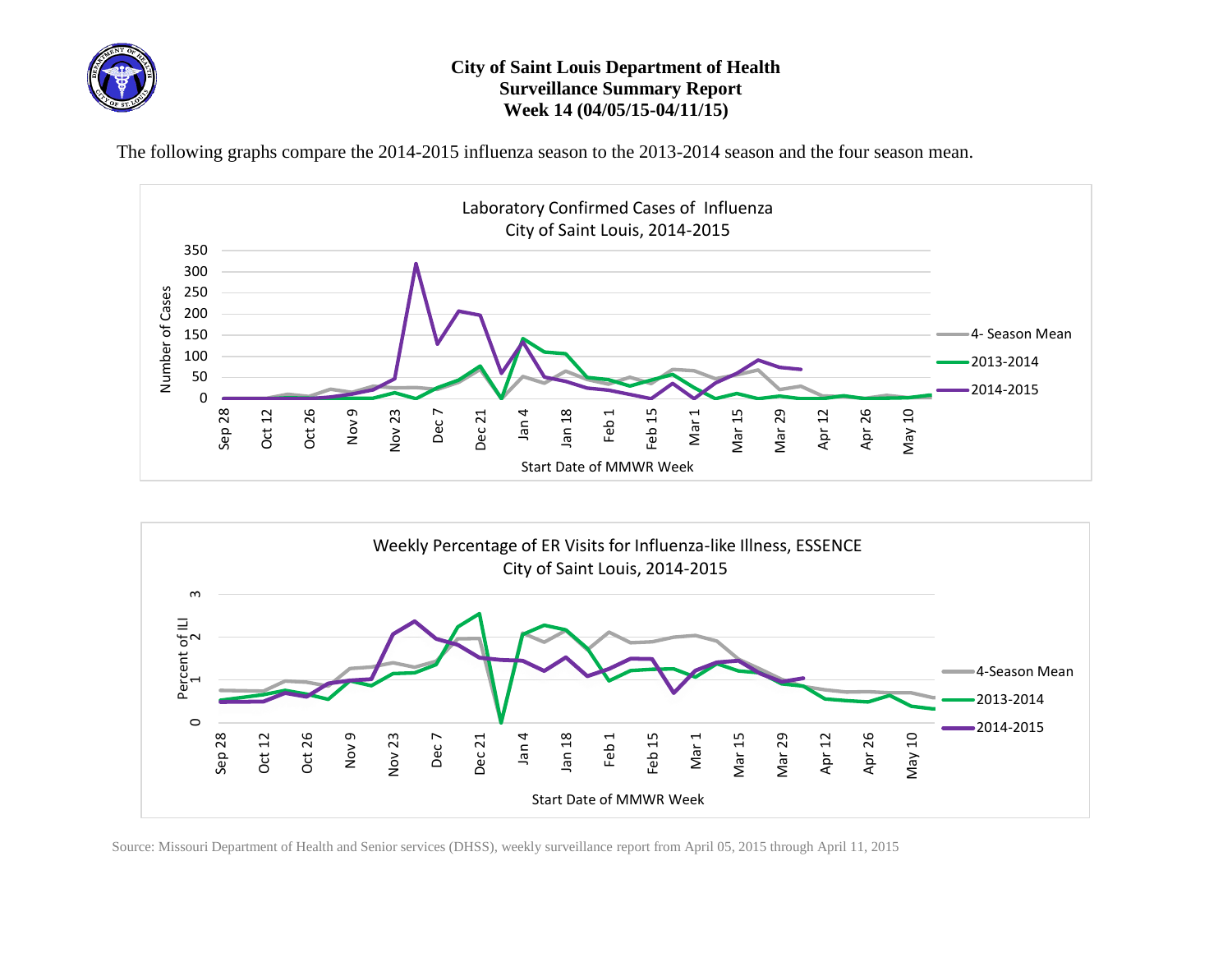# City of Saint Louis Department of Health
## Surveillance Summary Report
### Week 14 (04/05/15-04/11/15)

The following graphs compare the 2014-2015 influenza season to the 2013-2014 season and the four season mean.

Laboratory Confirmed Cases of Influenza
City of Saint Louis, 2014-2015

Number of Cases

350
300
250
200
150
100
50
0

Sep 28
Oct 12
Oct 26
Nov 9
Nov 23
Dec 7
Dec 21
Jan 4
Jan 18
Feb 1
Feb 15
Mar 1
Mar 15
Mar 29
Apr 12
Apr 26
May 10

Start Date of MMWR Week

4- Season Mean
2013-2014
2014-2015

Weekly Percentage of ER Visits for Influenza-like Illness, ESSENCE
City of Saint Louis, 2014-2015

Percent of ILI

3
2
1
0

Sep 28
Oct 12
Oct 26
Nov 9
Nov 23
Dec 7
Dec 21
Jan 4
Jan 18
Feb 1
Feb 15
Mar 1
Mar 15
Mar 29
Apr 12
Apr 26
May 10

Start Date of MMWR Week

4-Season Mean
2013-2014
2014-2015

Source: Missouri Department of Health and Senior services (DHSS), weekly surveillance report from April 05, 2015 through April 11, 2015